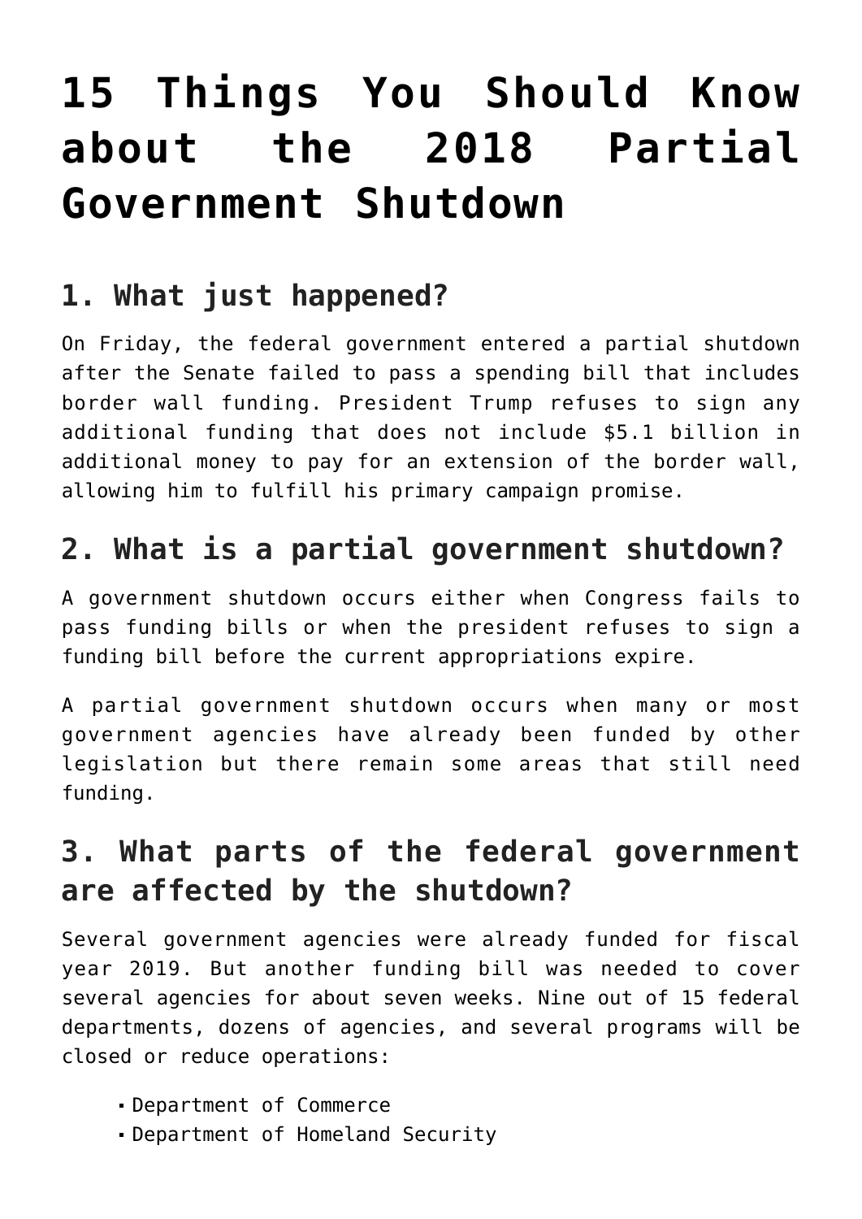# 15 Things You Should Know about the 2018 Partial Government Shutdown

## 1. What just happened?

On Friday, the federal government entered a partial shutdown after the Senate failed to pass a spending bill that includes border wall funding. President Trump refuses to sign any additional funding that does not include $5.1 billion in additional money to pay for an extension of the border wall, allowing him to fulfill his primary campaign promise.

## 2. What is a partial government shutdown?

A government shutdown occurs either when Congress fails to pass funding bills or when the president refuses to sign a funding bill before the current appropriations expire.

A partial government shutdown occurs when many or most government agencies have already been funded by other legislation but there remain some areas that still need funding.

## 3. What parts of the federal government are affected by the shutdown?

Several government agencies were already funded for fiscal year 2019. But another funding bill was needed to cover several agencies for about seven weeks. Nine out of 15 federal departments, dozens of agencies, and several programs will be closed or reduce operations:

- Department of Commerce
- Department of Homeland Security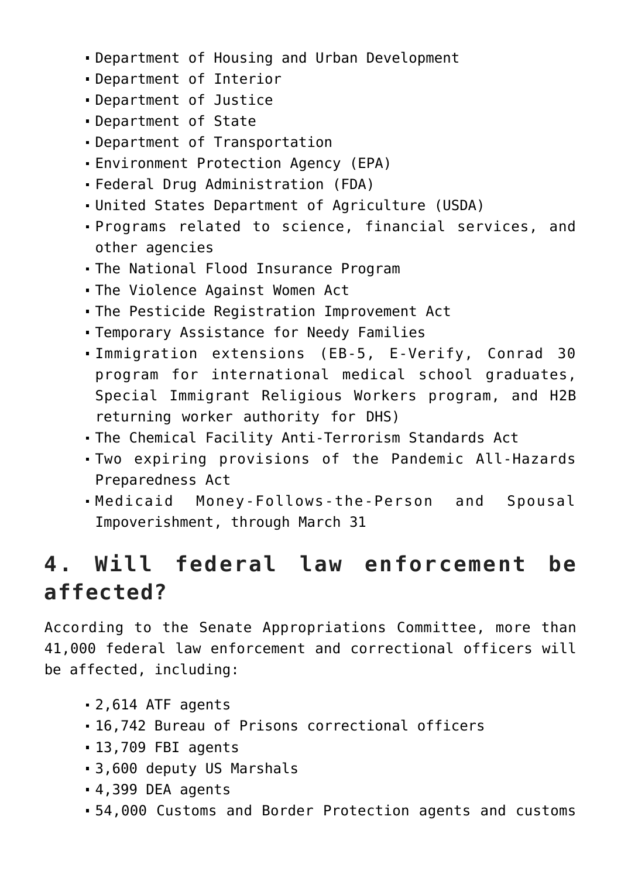- Department of Housing and Urban Development
- Department of Interior
- Department of Justice
- Department of State
- Department of Transportation
- Environment Protection Agency (EPA)
- Federal Drug Administration (FDA)
- United States Department of Agriculture (USDA)
- Programs related to science, financial services, and other agencies
- The National Flood Insurance Program
- The Violence Against Women Act
- The Pesticide Registration Improvement Act
- Temporary Assistance for Needy Families
- Immigration extensions (EB-5, E-Verify, Conrad 30 program for international medical school graduates, Special Immigrant Religious Workers program, and H2B returning worker authority for DHS)
- The Chemical Facility Anti-Terrorism Standards Act
- Two expiring provisions of the Pandemic All-Hazards Preparedness Act
- Medicaid Money-Follows-the-Person and Spousal Impoverishment, through March 31

## 4. Will federal law enforcement be affected?

According to the Senate Appropriations Committee, more than 41,000 federal law enforcement and correctional officers will be affected, including:

- 2,614 ATF agents
- 16,742 Bureau of Prisons correctional officers
- 13,709 FBI agents
- 3,600 deputy US Marshals
- 4,399 DEA agents
- 54,000 Customs and Border Protection agents and customs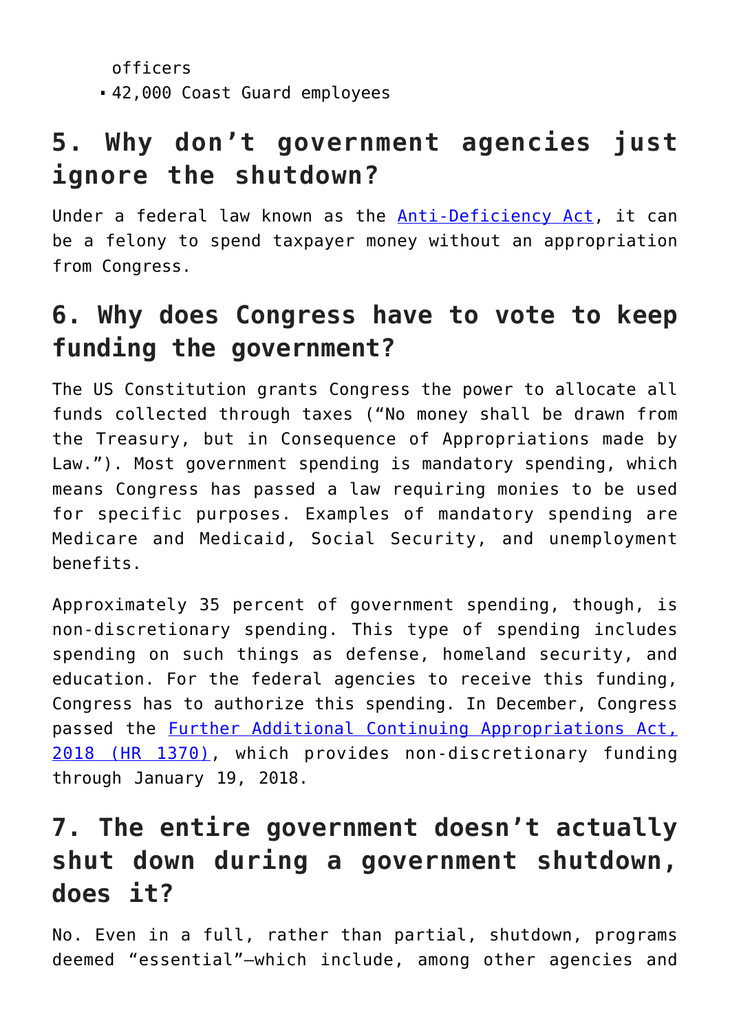officers
- 42,000 Coast Guard employees

## 5. Why don't government agencies just ignore the shutdown?

Under a federal law known as the Anti-Deficiency Act, it can be a felony to spend taxpayer money without an appropriation from Congress.

## 6. Why does Congress have to vote to keep funding the government?

The US Constitution grants Congress the power to allocate all funds collected through taxes ("No money shall be drawn from the Treasury, but in Consequence of Appropriations made by Law."). Most government spending is mandatory spending, which means Congress has passed a law requiring monies to be used for specific purposes. Examples of mandatory spending are Medicare and Medicaid, Social Security, and unemployment benefits.

Approximately 35 percent of government spending, though, is non-discretionary spending. This type of spending includes spending on such things as defense, homeland security, and education. For the federal agencies to receive this funding, Congress has to authorize this spending. In December, Congress passed the Further Additional Continuing Appropriations Act, 2018 (HR 1370), which provides non-discretionary funding through January 19, 2018.

## 7. The entire government doesn't actually shut down during a government shutdown, does it?

No. Even in a full, rather than partial, shutdown, programs deemed "essential"—which include, among other agencies and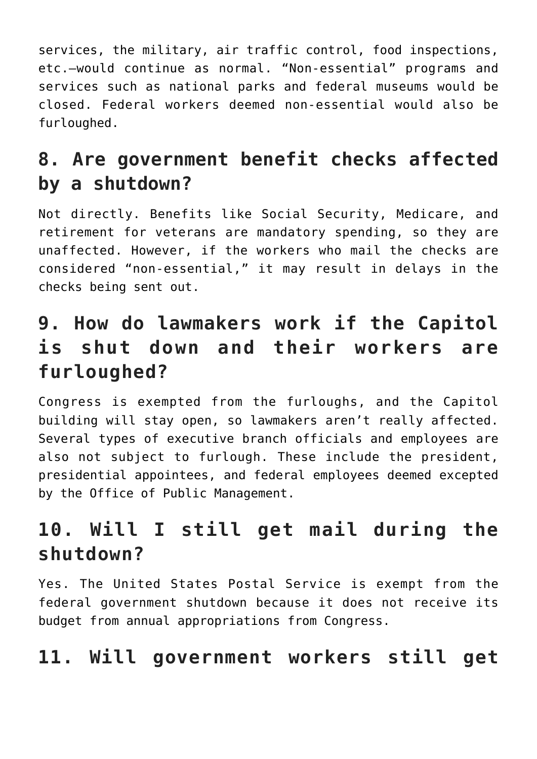services, the military, air traffic control, food inspections, etc.—would continue as normal. "Non-essential" programs and services such as national parks and federal museums would be closed. Federal workers deemed non-essential would also be furloughed.

## 8. Are government benefit checks affected by a shutdown?

Not directly. Benefits like Social Security, Medicare, and retirement for veterans are mandatory spending, so they are unaffected. However, if the workers who mail the checks are considered "non-essential," it may result in delays in the checks being sent out.

## 9. How do lawmakers work if the Capitol is shut down and their workers are furloughed?

Congress is exempted from the furloughs, and the Capitol building will stay open, so lawmakers aren't really affected. Several types of executive branch officials and employees are also not subject to furlough. These include the president, presidential appointees, and federal employees deemed excepted by the Office of Public Management.

## 10. Will I still get mail during the shutdown?

Yes. The United States Postal Service is exempt from the federal government shutdown because it does not receive its budget from annual appropriations from Congress.

## 11. Will government workers still get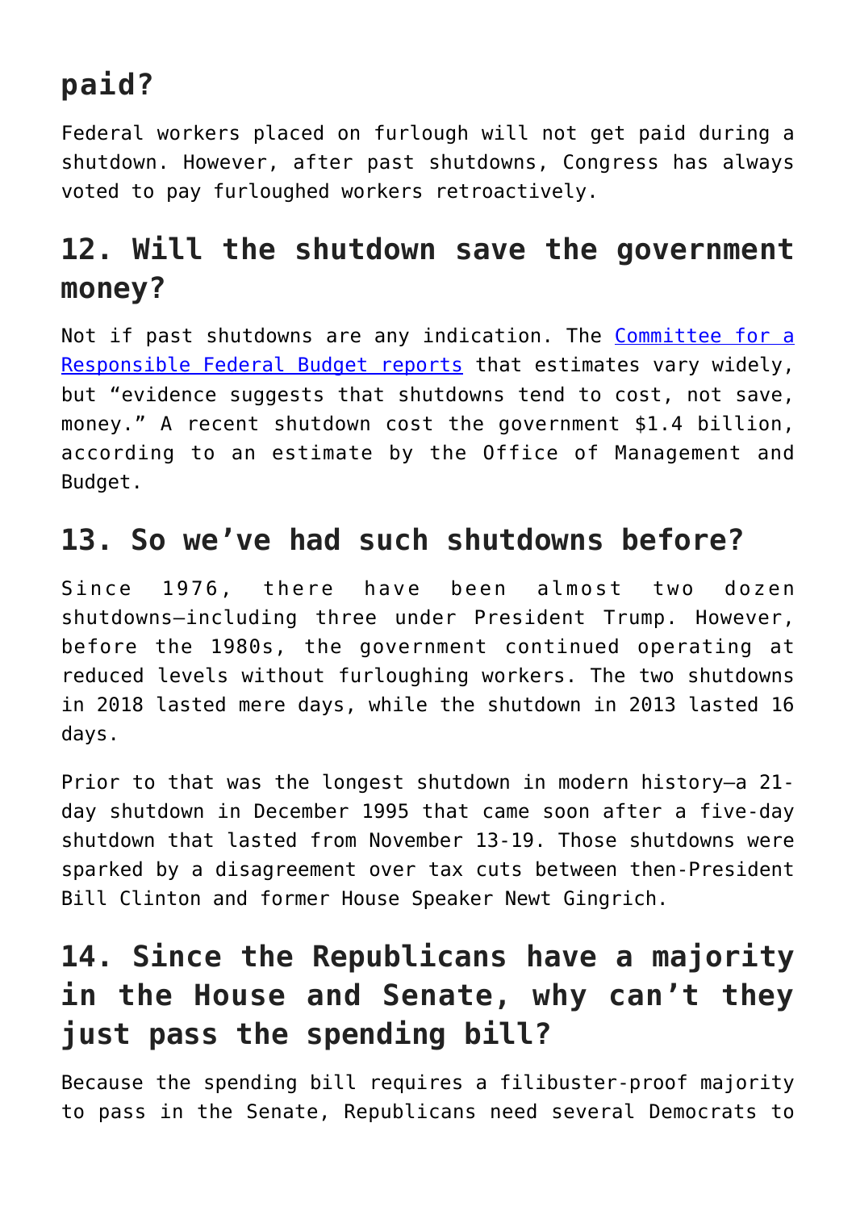## paid?

Federal workers placed on furlough will not get paid during a shutdown. However, after past shutdowns, Congress has always voted to pay furloughed workers retroactively.

## 12. Will the shutdown save the government money?

Not if past shutdowns are any indication. The [Committee for a Responsible Federal Budget reports]() that estimates vary widely, but "evidence suggests that shutdowns tend to cost, not save, money." A recent shutdown cost the government $1.4 billion, according to an estimate by the Office of Management and Budget.

## 13. So we've had such shutdowns before?

Since 1976, there have been almost two dozen shutdowns—including three under President Trump. However, before the 1980s, the government continued operating at reduced levels without furloughing workers. The two shutdowns in 2018 lasted mere days, while the shutdown in 2013 lasted 16 days.

Prior to that was the longest shutdown in modern history—a 21-day shutdown in December 1995 that came soon after a five-day shutdown that lasted from November 13-19. Those shutdowns were sparked by a disagreement over tax cuts between then-President Bill Clinton and former House Speaker Newt Gingrich.

## 14. Since the Republicans have a majority in the House and Senate, why can't they just pass the spending bill?

Because the spending bill requires a filibuster-proof majority to pass in the Senate, Republicans need several Democrats to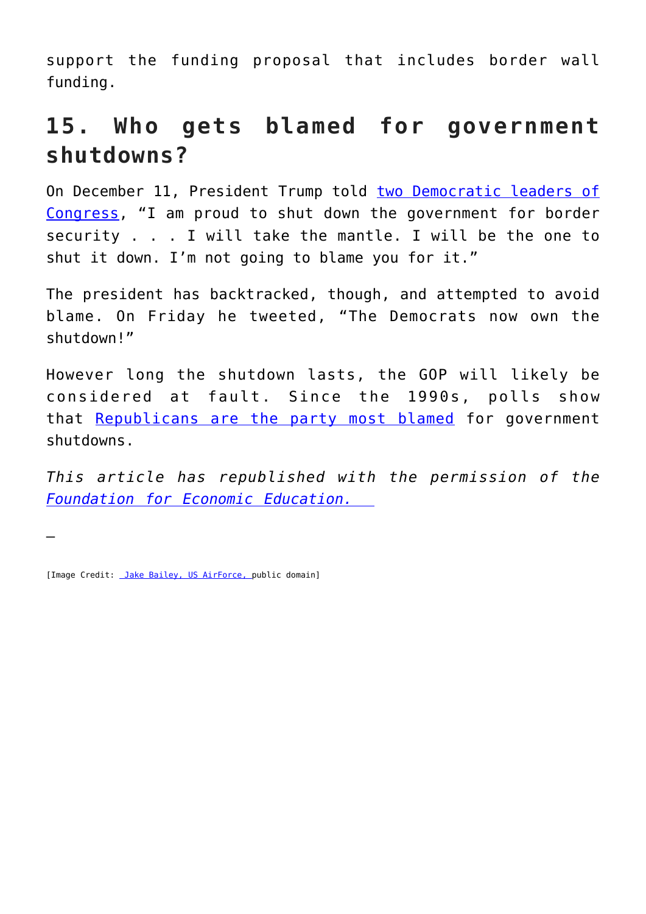support the funding proposal that includes border wall funding.

## 15. Who gets blamed for government shutdowns?

On December 11, President Trump told two Democratic leaders of Congress, “I am proud to shut down the government for border security . . . I will take the mantle. I will be the one to shut it down. I’m not going to blame you for it.”

The president has backtracked, though, and attempted to avoid blame. On Friday he tweeted, “The Democrats now own the shutdown!”

However long the shutdown lasts, the GOP will likely be considered at fault. Since the 1990s, polls show that Republicans are the party most blamed for government shutdowns.

*This article has republished with the permission of the Foundation for Economic Education.*

—

[Image Credit: Jake Bailey, US AirForce, public domain]